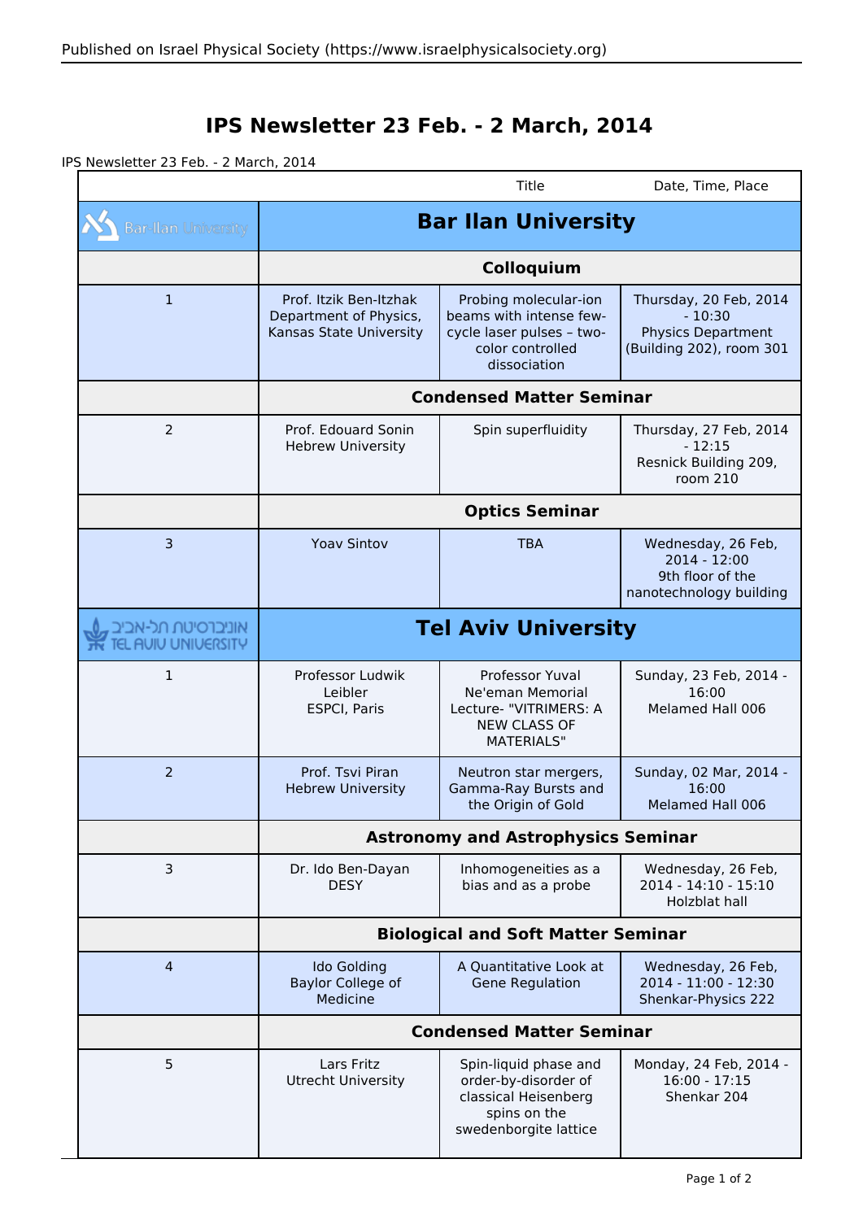# IPS Newsletter 23 Feb. - 2 March, 2014

IPS Newsletter 23 Feb. - 2 March, 2014

| | | Title | Date, Time, Place |
|---|---|---|---|
| Bar-Ilan University | **Bar Ilan University** | | |
| | **Colloquium** | | |
| 1 | Prof. Itzik Ben-Itzhak Department of Physics, Kansas State University | Probing molecular-ion beams with intense few-cycle laser pulses – two-color controlled dissociation | Thursday, 20 Feb, 2014 - 10:30 Physics Department (Building 202), room 301 |
| | **Condensed Matter Seminar** | | |
| 2 | Prof. Edouard Sonin Hebrew University | Spin superfluidity | Thursday, 27 Feb, 2014 - 12:15 Resnick Building 209, room 210 |
| | **Optics Seminar** | | |
| 3 | Yoav Sintov | TBA | Wednesday, 26 Feb, 2014 - 12:00 9th floor of the nanotechnology building |
| אוניברסיטת תל-אביב TEL AVIV UNIVERSITY | **Tel Aviv University** | | |
| 1 | Professor Ludwik Leibler ESPCI, Paris | Professor Yuval Ne'eman Memorial Lecture- "VITRIMERS: A NEW CLASS OF MATERIALS" | Sunday, 23 Feb, 2014 - 16:00 Melamed Hall 006 |
| 2 | Prof. Tsvi Piran Hebrew University | Neutron star mergers, Gamma-Ray Bursts and the Origin of Gold | Sunday, 02 Mar, 2014 - 16:00 Melamed Hall 006 |
| | **Astronomy and Astrophysics Seminar** | | |
| 3 | Dr. Ido Ben-Dayan DESY | Inhomogeneities as a bias and as a probe | Wednesday, 26 Feb, 2014 - 14:10 - 15:10 Holzblat hall |
| | **Biological and Soft Matter Seminar** | | |
| 4 | Ido Golding Baylor College of Medicine | A Quantitative Look at Gene Regulation | Wednesday, 26 Feb, 2014 - 11:00 - 12:30 Shenkar-Physics 222 |
| | **Condensed Matter Seminar** | | |
| 5 | Lars Fritz Utrecht University | Spin-liquid phase and order-by-disorder of classical Heisenberg spins on the swedenborgite lattice | Monday, 24 Feb, 2014 - 16:00 - 17:15 Shenkar 204 |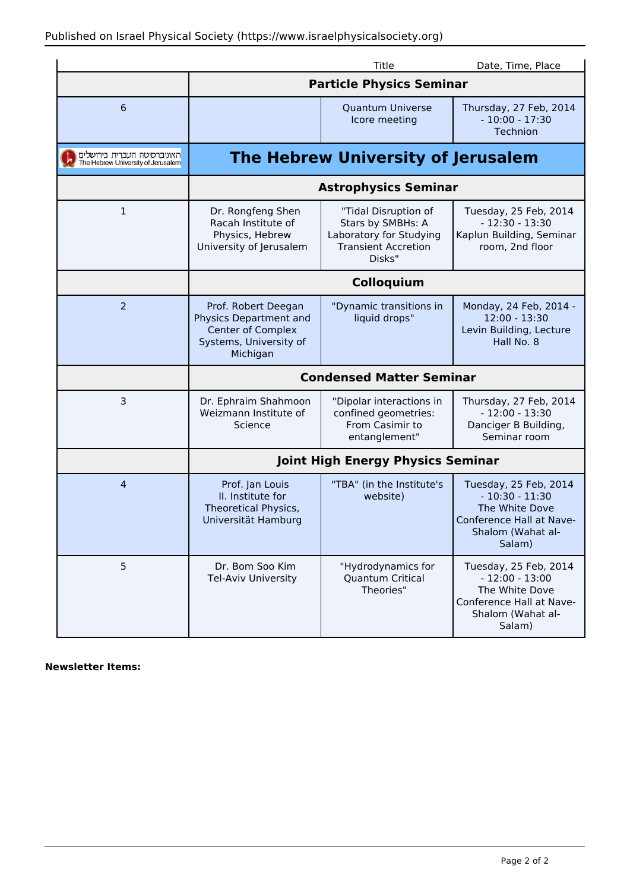| | | Title | Date, Time, Place |
|---|---|---|---|
| | **Particle Physics Seminar** | | |
| 6 | | Quantum Universe Icore meeting | Thursday, 27 Feb, 2014 - 10:00 - 17:30 Technion |
| האוניברסיטה העברית בירושלים The Hebrew University of Jerusalem | **The Hebrew University of Jerusalem** | | |
| | **Astrophysics Seminar** | | |
| 1 | Dr. Rongfeng Shen Racah Institute of Physics, Hebrew University of Jerusalem | "Tidal Disruption of Stars by SMBHs: A Laboratory for Studying Transient Accretion Disks" | Tuesday, 25 Feb, 2014 - 12:30 - 13:30 Kaplun Building, Seminar room, 2nd floor |
| | **Colloquium** | | |
| 2 | Prof. Robert Deegan Physics Department and Center of Complex Systems, University of Michigan | "Dynamic transitions in liquid drops" | Monday, 24 Feb, 2014 - 12:00 - 13:30 Levin Building, Lecture Hall No. 8 |
| | **Condensed Matter Seminar** | | |
| 3 | Dr. Ephraim Shahmoon Weizmann Institute of Science | "Dipolar interactions in confined geometries: From Casimir to entanglement" | Thursday, 27 Feb, 2014 - 12:00 - 13:30 Danciger B Building, Seminar room |
| | **Joint High Energy Physics Seminar** | | |
| 4 | Prof. Jan Louis II. Institute for Theoretical Physics, Universität Hamburg | "TBA" (in the Institute's website) | Tuesday, 25 Feb, 2014 - 10:30 - 11:30 The White Dove Conference Hall at Nave-Shalom (Wahat al-Salam) |
| 5 | Dr. Bom Soo Kim Tel-Aviv University | "Hydrodynamics for Quantum Critical Theories" | Tuesday, 25 Feb, 2014 - 12:00 - 13:00 The White Dove Conference Hall at Nave-Shalom (Wahat al-Salam) |

**Newsletter Items:**